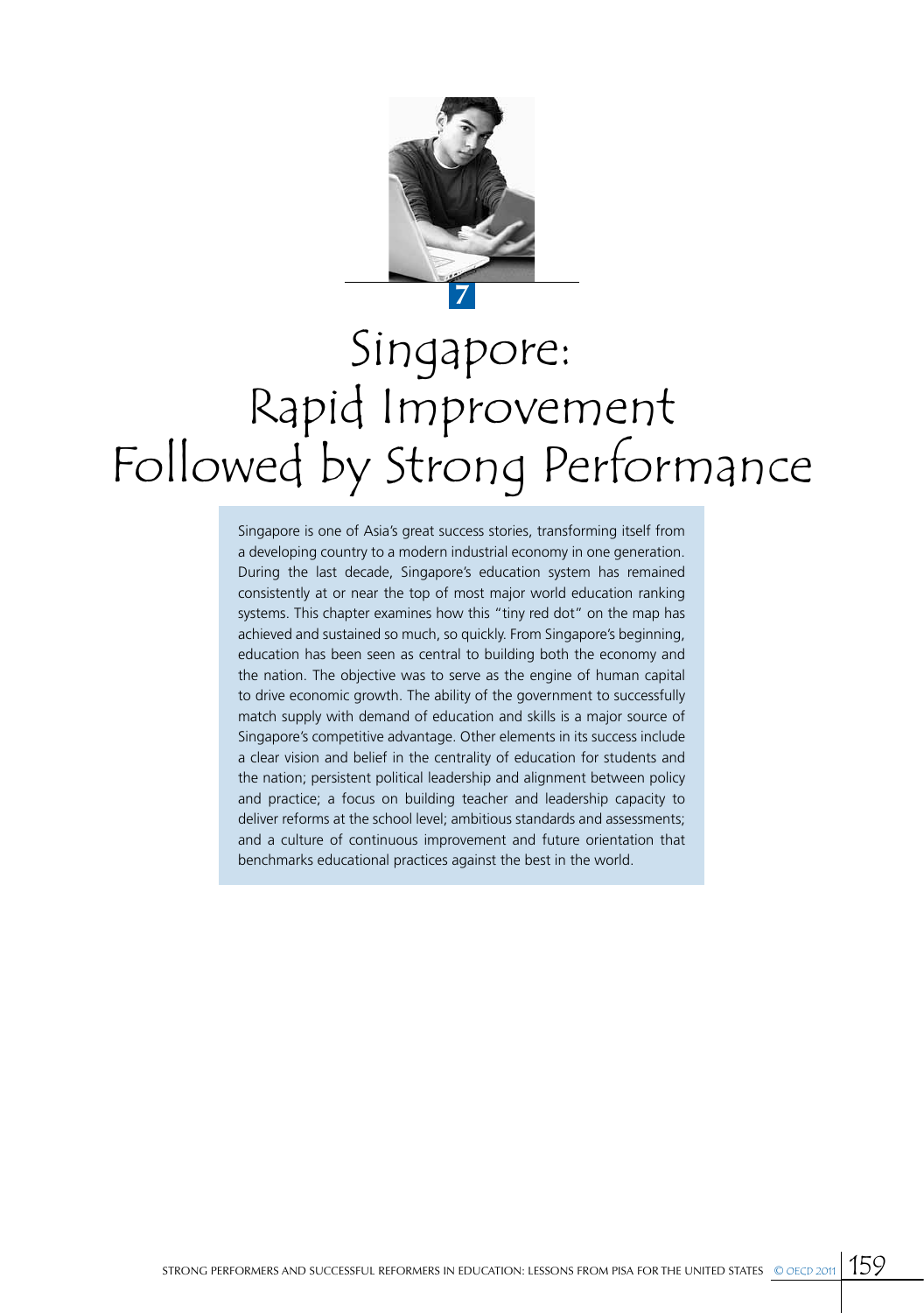7

# Singapore: Rapid Improvement Followed by Strong Performance

Singapore is one of Asia's great success stories, transforming itself from a developing country to a modern industrial economy in one generation. During the last decade, Singapore's education system has remained consistently at or near the top of most major world education ranking systems. This chapter examines how this "tiny red dot" on the map has achieved and sustained so much, so quickly. From Singapore's beginning, education has been seen as central to building both the economy and the nation. The objective was to serve as the engine of human capital to drive economic growth. The ability of the government to successfully match supply with demand of education and skills is a major source of Singapore's competitive advantage. Other elements in its success include a clear vision and belief in the centrality of education for students and the nation; persistent political leadership and alignment between policy and practice; a focus on building teacher and leadership capacity to deliver reforms at the school level; ambitious standards and assessments; and a culture of continuous improvement and future orientation that benchmarks educational practices against the best in the world.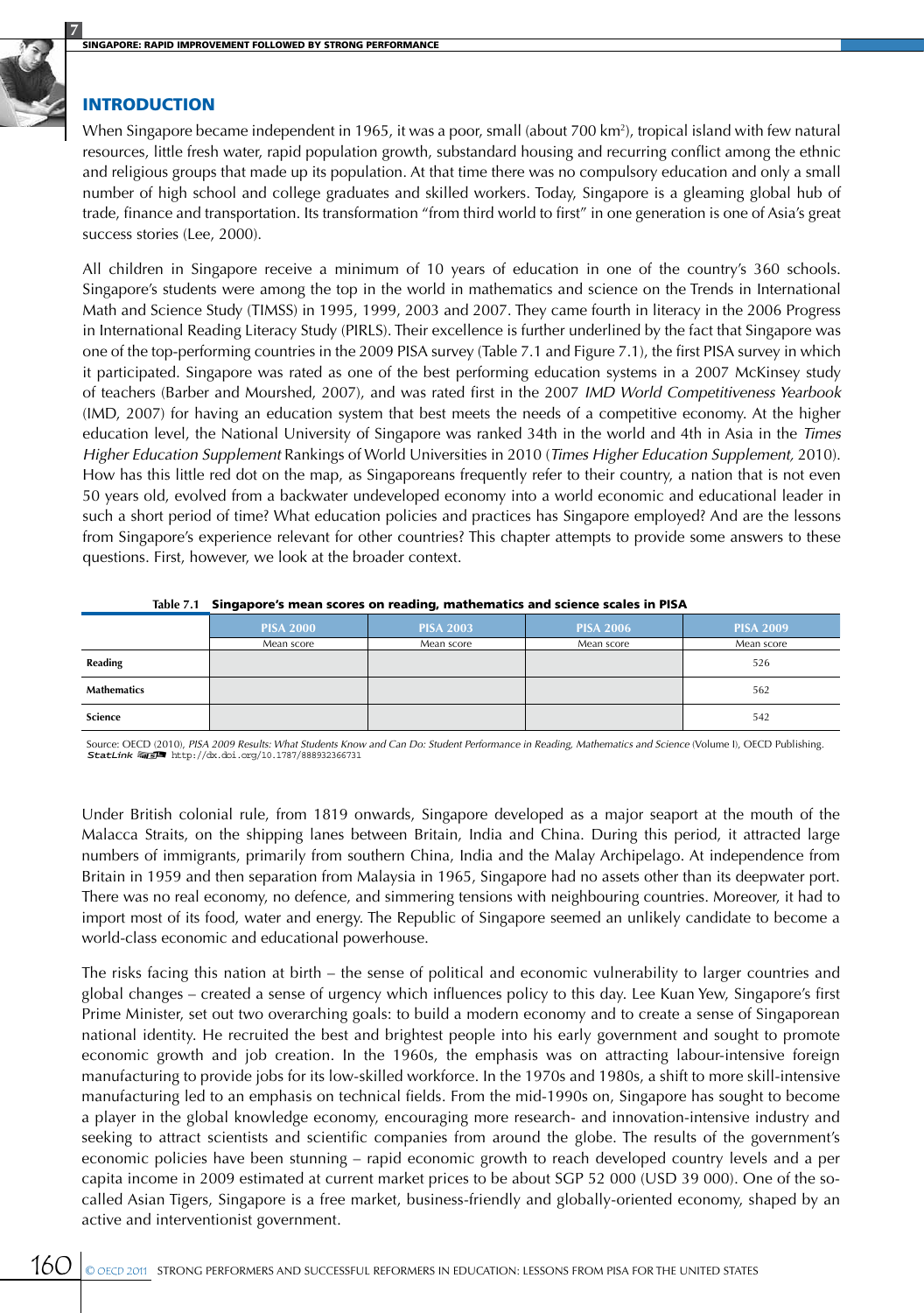## INTRODUCTION

When Singapore became independent in 1965, it was a poor, small (about 700 km$^2$), tropical island with few natural resources, little fresh water, rapid population growth, substandard housing and recurring conflict among the ethnic and religious groups that made up its population. At that time there was no compulsory education and only a small number of high school and college graduates and skilled workers. Today, Singapore is a gleaming global hub of trade, finance and transportation. Its transformation "from third world to first" in one generation is one of Asia's great success stories (Lee, 2000).

All children in Singapore receive a minimum of 10 years of education in one of the country's 360 schools. Singapore's students were among the top in the world in mathematics and science on the Trends in International Math and Science Study (TIMSS) in 1995, 1999, 2003 and 2007. They came fourth in literacy in the 2006 Progress in International Reading Literacy Study (PIRLS). Their excellence is further underlined by the fact that Singapore was one of the top-performing countries in the 2009 PISA survey (Table 7.1 and Figure 7.1), the first PISA survey in which it participated. Singapore was rated as one of the best performing education systems in a 2007 McKinsey study of teachers (Barber and Mourshed, 2007), and was rated first in the 2007 *IMD World Competitiveness Yearbook* (IMD, 2007) for having an education system that best meets the needs of a competitive economy. At the higher education level, the National University of Singapore was ranked 34th in the world and 4th in Asia in the *Times Higher Education Supplement* Rankings of World Universities in 2010 (*Times Higher Education Supplement,* 2010). How has this little red dot on the map, as Singaporeans frequently refer to their country, a nation that is not even 50 years old, evolved from a backwater undeveloped economy into a world economic and educational leader in such a short period of time? What education policies and practices has Singapore employed? And are the lessons from Singapore's experience relevant for other countries? This chapter attempts to provide some answers to these questions. First, however, we look at the broader context.

**Table 7.1 Singapore's mean scores on reading, mathematics and science scales in PISA**

| | PISA 2000 | PISA 2003 | PISA 2006 | PISA 2009 |
|---|---|---|---|---|
| | Mean score | Mean score | Mean score | Mean score |
| **Reading** | | | | 526 |
| **Mathematics** | | | | 562 |
| **Science** | | | | 542 |

Source: OECD (2010), *PISA 2009 Results: What Students Know and Can Do: Student Performance in Reading, Mathematics and Science* (Volume I), OECD Publishing.
StatLink http://dx.doi.org/10.1787/888932366731

Under British colonial rule, from 1819 onwards, Singapore developed as a major seaport at the mouth of the Malacca Straits, on the shipping lanes between Britain, India and China. During this period, it attracted large numbers of immigrants, primarily from southern China, India and the Malay Archipelago. At independence from Britain in 1959 and then separation from Malaysia in 1965, Singapore had no assets other than its deepwater port. There was no real economy, no defence, and simmering tensions with neighbouring countries. Moreover, it had to import most of its food, water and energy. The Republic of Singapore seemed an unlikely candidate to become a world-class economic and educational powerhouse.

The risks facing this nation at birth – the sense of political and economic vulnerability to larger countries and global changes – created a sense of urgency which influences policy to this day. Lee Kuan Yew, Singapore's first Prime Minister, set out two overarching goals: to build a modern economy and to create a sense of Singaporean national identity. He recruited the best and brightest people into his early government and sought to promote economic growth and job creation. In the 1960s, the emphasis was on attracting labour-intensive foreign manufacturing to provide jobs for its low-skilled workforce. In the 1970s and 1980s, a shift to more skill-intensive manufacturing led to an emphasis on technical fields. From the mid-1990s on, Singapore has sought to become a player in the global knowledge economy, encouraging more research- and innovation-intensive industry and seeking to attract scientists and scientific companies from around the globe. The results of the government's economic policies have been stunning – rapid economic growth to reach developed country levels and a per capita income in 2009 estimated at current market prices to be about SGP 52 000 (USD 39 000). One of the so-called Asian Tigers, Singapore is a free market, business-friendly and globally-oriented economy, shaped by an active and interventionist government.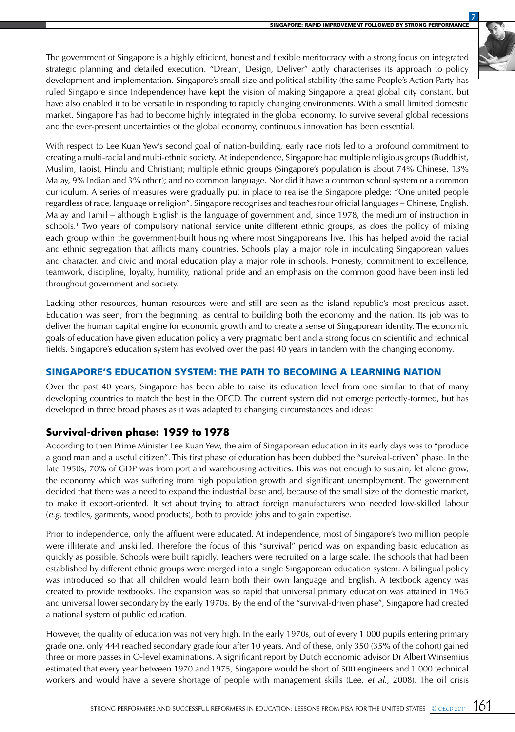The government of Singapore is a highly efficient, honest and flexible meritocracy with a strong focus on integrated strategic planning and detailed execution. "Dream, Design, Deliver" aptly characterises its approach to policy development and implementation. Singapore's small size and political stability (the same People's Action Party has ruled Singapore since Independence) have kept the vision of making Singapore a great global city constant, but have also enabled it to be versatile in responding to rapidly changing environments. With a small limited domestic market, Singapore has had to become highly integrated in the global economy. To survive several global recessions and the ever-present uncertainties of the global economy, continuous innovation has been essential.

With respect to Lee Kuan Yew's second goal of nation-building, early race riots led to a profound commitment to creating a multi-racial and multi-ethnic society. At independence, Singapore had multiple religious groups (Buddhist, Muslim, Taoist, Hindu and Christian); multiple ethnic groups (Singapore's population is about 74% Chinese, 13% Malay, 9% Indian and 3% other); and no common language. Nor did it have a common school system or a common curriculum. A series of measures were gradually put in place to realise the Singapore pledge: "One united people regardless of race, language or religion". Singapore recognises and teaches four official languages – Chinese, English, Malay and Tamil – although English is the language of government and, since 1978, the medium of instruction in schools.[1] Two years of compulsory national service unite different ethnic groups, as does the policy of mixing each group within the government-built housing where most Singaporeans live. This has helped avoid the racial and ethnic segregation that afflicts many countries. Schools play a major role in inculcating Singaporean values and character, and civic and moral education play a major role in schools. Honesty, commitment to excellence, teamwork, discipline, loyalty, humility, national pride and an emphasis on the common good have been instilled throughout government and society.

Lacking other resources, human resources were and still are seen as the island republic's most precious asset. Education was seen, from the beginning, as central to building both the economy and the nation. Its job was to deliver the human capital engine for economic growth and to create a sense of Singaporean identity. The economic goals of education have given education policy a very pragmatic bent and a strong focus on scientific and technical fields. Singapore's education system has evolved over the past 40 years in tandem with the changing economy.

## SINGAPORE'S EDUCATION SYSTEM: THE PATH TO BECOMING A LEARNING NATION

Over the past 40 years, Singapore has been able to raise its education level from one similar to that of many developing countries to match the best in the OECD. The current system did not emerge perfectly-formed, but has developed in three broad phases as it was adapted to changing circumstances and ideas:

### Survival-driven phase: 1959 to 1978

According to then Prime Minister Lee Kuan Yew, the aim of Singaporean education in its early days was to "produce a good man and a useful citizen". This first phase of education has been dubbed the "survival-driven" phase. In the late 1950s, 70% of GDP was from port and warehousing activities. This was not enough to sustain, let alone grow, the economy which was suffering from high population growth and significant unemployment. The government decided that there was a need to expand the industrial base and, because of the small size of the domestic market, to make it export-oriented. It set about trying to attract foreign manufacturers who needed low-skilled labour (*e.g.* textiles, garments, wood products), both to provide jobs and to gain expertise.

Prior to independence, only the affluent were educated. At independence, most of Singapore's two million people were illiterate and unskilled. Therefore the focus of this "survival" period was on expanding basic education as quickly as possible. Schools were built rapidly. Teachers were recruited on a large scale. The schools that had been established by different ethnic groups were merged into a single Singaporean education system. A bilingual policy was introduced so that all children would learn both their own language and English. A textbook agency was created to provide textbooks. The expansion was so rapid that universal primary education was attained in 1965 and universal lower secondary by the early 1970s. By the end of the "survival-driven phase", Singapore had created a national system of public education.

However, the quality of education was not very high. In the early 1970s, out of every 1 000 pupils entering primary grade one, only 444 reached secondary grade four after 10 years. And of these, only 350 (35% of the cohort) gained three or more passes in O-level examinations. A significant report by Dutch economic advisor Dr Albert Winsemius estimated that every year between 1970 and 1975, Singapore would be short of 500 engineers and 1 000 technical workers and would have a severe shortage of people with management skills (Lee, *et al.*, 2008). The oil crisis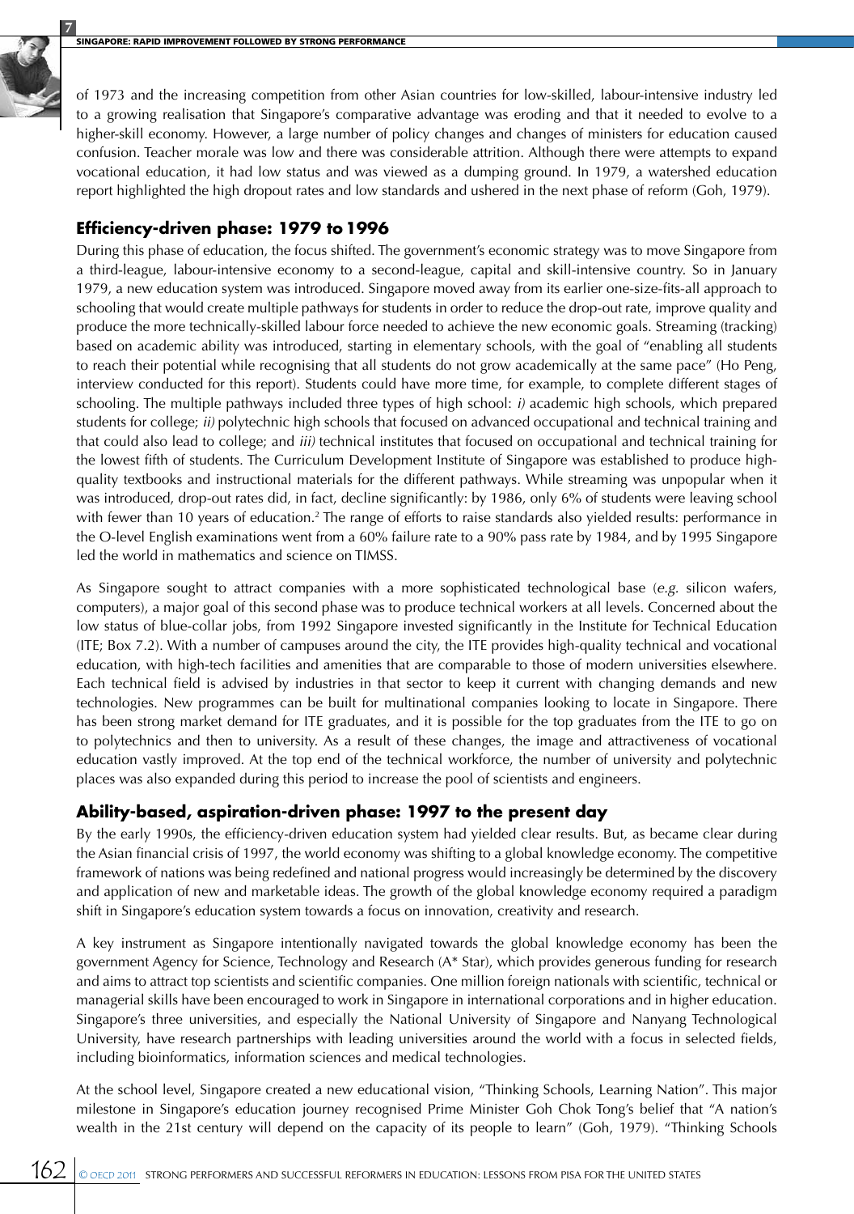of 1973 and the increasing competition from other Asian countries for low-skilled, labour-intensive industry led to a growing realisation that Singapore's comparative advantage was eroding and that it needed to evolve to a higher-skill economy. However, a large number of policy changes and changes of ministers for education caused confusion. Teacher morale was low and there was considerable attrition. Although there were attempts to expand vocational education, it had low status and was viewed as a dumping ground. In 1979, a watershed education report highlighted the high dropout rates and low standards and ushered in the next phase of reform (Goh, 1979).

## Efficiency-driven phase: 1979 to 1996

During this phase of education, the focus shifted. The government's economic strategy was to move Singapore from a third-league, labour-intensive economy to a second-league, capital and skill-intensive country. So in January 1979, a new education system was introduced. Singapore moved away from its earlier one-size-fits-all approach to schooling that would create multiple pathways for students in order to reduce the drop-out rate, improve quality and produce the more technically-skilled labour force needed to achieve the new economic goals. Streaming (tracking) based on academic ability was introduced, starting in elementary schools, with the goal of "enabling all students to reach their potential while recognising that all students do not grow academically at the same pace" (Ho Peng, interview conducted for this report). Students could have more time, for example, to complete different stages of schooling. The multiple pathways included three types of high school: *i)* academic high schools, which prepared students for college; *ii)* polytechnic high schools that focused on advanced occupational and technical training and that could also lead to college; and *iii)* technical institutes that focused on occupational and technical training for the lowest fifth of students. The Curriculum Development Institute of Singapore was established to produce high-quality textbooks and instructional materials for the different pathways. While streaming was unpopular when it was introduced, drop-out rates did, in fact, decline significantly: by 1986, only 6% of students were leaving school with fewer than 10 years of education.[2] The range of efforts to raise standards also yielded results: performance in the O-level English examinations went from a 60% failure rate to a 90% pass rate by 1984, and by 1995 Singapore led the world in mathematics and science on TIMSS.

As Singapore sought to attract companies with a more sophisticated technological base (*e.g.* silicon wafers, computers), a major goal of this second phase was to produce technical workers at all levels. Concerned about the low status of blue-collar jobs, from 1992 Singapore invested significantly in the Institute for Technical Education (ITE; Box 7.2). With a number of campuses around the city, the ITE provides high-quality technical and vocational education, with high-tech facilities and amenities that are comparable to those of modern universities elsewhere. Each technical field is advised by industries in that sector to keep it current with changing demands and new technologies. New programmes can be built for multinational companies looking to locate in Singapore. There has been strong market demand for ITE graduates, and it is possible for the top graduates from the ITE to go on to polytechnics and then to university. As a result of these changes, the image and attractiveness of vocational education vastly improved. At the top end of the technical workforce, the number of university and polytechnic places was also expanded during this period to increase the pool of scientists and engineers.

## Ability-based, aspiration-driven phase: 1997 to the present day

By the early 1990s, the efficiency-driven education system had yielded clear results. But, as became clear during the Asian financial crisis of 1997, the world economy was shifting to a global knowledge economy. The competitive framework of nations was being redefined and national progress would increasingly be determined by the discovery and application of new and marketable ideas. The growth of the global knowledge economy required a paradigm shift in Singapore's education system towards a focus on innovation, creativity and research.

A key instrument as Singapore intentionally navigated towards the global knowledge economy has been the government Agency for Science, Technology and Research (A* Star), which provides generous funding for research and aims to attract top scientists and scientific companies. One million foreign nationals with scientific, technical or managerial skills have been encouraged to work in Singapore in international corporations and in higher education. Singapore's three universities, and especially the National University of Singapore and Nanyang Technological University, have research partnerships with leading universities around the world with a focus in selected fields, including bioinformatics, information sciences and medical technologies.

At the school level, Singapore created a new educational vision, "Thinking Schools, Learning Nation". This major milestone in Singapore's education journey recognised Prime Minister Goh Chok Tong's belief that "A nation's wealth in the 21st century will depend on the capacity of its people to learn" (Goh, 1979). "Thinking Schools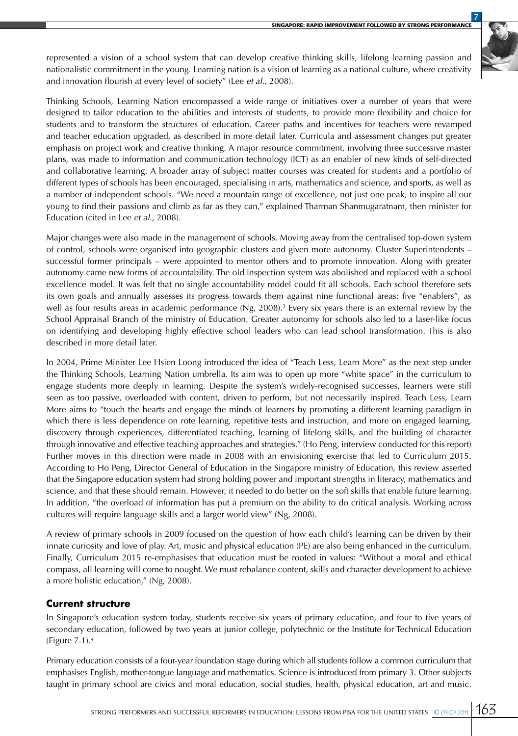represented a vision of a school system that can develop creative thinking skills, lifelong learning passion and nationalistic commitment in the young. Learning nation is a vision of learning as a national culture, where creativity and innovation flourish at every level of society" (Lee *et al.*, 2008).

Thinking Schools, Learning Nation encompassed a wide range of initiatives over a number of years that were designed to tailor education to the abilities and interests of students, to provide more flexibility and choice for students and to transform the structures of education. Career paths and incentives for teachers were revamped and teacher education upgraded, as described in more detail later. Curricula and assessment changes put greater emphasis on project work and creative thinking. A major resource commitment, involving three successive master plans, was made to information and communication technology (ICT) as an enabler of new kinds of self-directed and collaborative learning. A broader array of subject matter courses was created for students and a portfolio of different types of schools has been encouraged, specialising in arts, mathematics and science, and sports, as well as a number of independent schools. "We need a mountain range of excellence, not just one peak, to inspire all our young to find their passions and climb as far as they can," explained Tharman Shanmugaratnam, then minister for Education (cited in Lee *et al.*, 2008).

Major changes were also made in the management of schools. Moving away from the centralised top-down system of control, schools were organised into geographic clusters and given more autonomy. Cluster Superintendents – successful former principals – were appointed to mentor others and to promote innovation. Along with greater autonomy came new forms of accountability. The old inspection system was abolished and replaced with a school excellence model. It was felt that no single accountability model could fit all schools. Each school therefore sets its own goals and annually assesses its progress towards them against nine functional areas: five "enablers", as well as four results areas in academic performance (Ng, 2008).[3] Every six years there is an external review by the School Appraisal Branch of the ministry of Education. Greater autonomy for schools also led to a laser-like focus on identifying and developing highly effective school leaders who can lead school transformation. This is also described in more detail later.

In 2004, Prime Minister Lee Hsien Loong introduced the idea of "Teach Less, Learn More" as the next step under the Thinking Schools, Learning Nation umbrella. Its aim was to open up more "white space" in the curriculum to engage students more deeply in learning. Despite the system's widely-recognised successes, learners were still seen as too passive, overloaded with content, driven to perform, but not necessarily inspired. Teach Less, Learn More aims to "touch the hearts and engage the minds of learners by promoting a different learning paradigm in which there is less dependence on rote learning, repetitive tests and instruction, and more on engaged learning, discovery through experiences, differentiated teaching, learning of lifelong skills, and the building of character through innovative and effective teaching approaches and strategies." (Ho Peng, interview conducted for this report) Further moves in this direction were made in 2008 with an envisioning exercise that led to Curriculum 2015. According to Ho Peng, Director General of Education in the Singapore ministry of Education, this review asserted that the Singapore education system had strong holding power and important strengths in literacy, mathematics and science, and that these should remain. However, it needed to do better on the soft skills that enable future learning. In addition, "the overload of information has put a premium on the ability to do critical analysis. Working across cultures will require language skills and a larger world view" (Ng, 2008).

A review of primary schools in 2009 focused on the question of how each child's learning can be driven by their innate curiosity and love of play. Art, music and physical education (PE) are also being enhanced in the curriculum. Finally, Curriculum 2015 re-emphasises that education must be rooted in values: "Without a moral and ethical compass, all learning will come to nought. We must rebalance content, skills and character development to achieve a more holistic education," (Ng, 2008).

## Current structure

In Singapore's education system today, students receive six years of primary education, and four to five years of secondary education, followed by two years at junior college, polytechnic or the Institute for Technical Education (Figure 7.1).[4]

Primary education consists of a four-year foundation stage during which all students follow a common curriculum that emphasises English, mother-tongue language and mathematics. Science is introduced from primary 3. Other subjects taught in primary school are civics and moral education, social studies, health, physical education, art and music.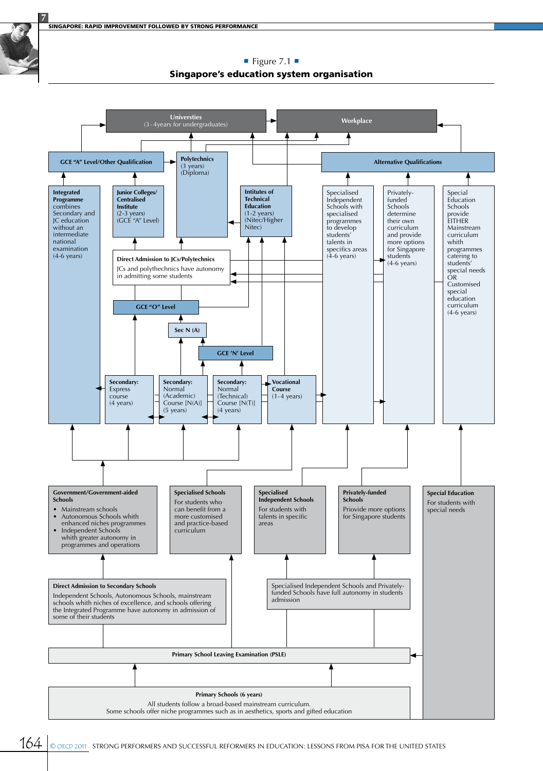■ Figure 7.1 ■

**Singapore's education system organisation**

**Universities** (3-4years for undergraduates)

**Workplace**

**GCE "A" Level/Other Qualification**

**Polytechnics** (3 years) (Diploma)

**Alternative Qualifications**

**Integrated Programme** combines Secondary and JC education without an intermediate national examination (4-6 years)

**Junior Colleges/ Centralised Institute** (2-3 years) (GCE "A" Level)

**Intitutes of Technical Education** (1-2 years) (Nitec/Higher Nitec)

Specialised Independent Schools with specialised programmes to develop students' talents in specifics areas (4-6 years)

Privately-funded Schools determine their own curriculum and provide more options for Singapore students (4-6 years)

Special Education Schools provide EITHER Mainstream curriculum whith programmes catering to students' special needs OR Customised special education curriculum (4-6 years)

**Direct Admission to JCs/Polytechnics**

JCs and polythechnics have autonomy in admitting some students

**GCE "O" Level**

**Sec N (A)**

**GCE 'N' Level**

**Secondary:** Express course (4 years)

**Secondary:** Normal (Academic) Course [N(A)] (5 years)

**Secondary:** Normal (Technical) Course [N(T)] (4 years)

**Vocational Course** (1-4 years)

**Government/Government-aided Schools**

- Mainstream schools
- Autonomous Schools whith enhanced niches programmes
- Independent Schools whith greater autonomy in programmes and operations

**Specialised Schools**

For students who can benefit from a more customised and practice-based curriculum

**Specialised Independent Schools**

For students with talents in specific areas

**Privately-funded Schools**

Prioride more options for Singapore students

**Special Education**

For students with special needs

**Direct Admission to Secondary Schools**

Independent Schools, Autonomous Schools, mainstream schools whith niches of excellence, and schools offering the Integrated Programme have autonomy in admission of some of their students

Specialised Independent Schools and Privately-funded Schools have full autonomy in students admission

**Primary School Leaving Examination (PSLE)**

**Primary Schools (6 years)**

All students follow a broad-based mainstream curriculum.
Some schools offer niche programmes such as in aesthetics, sports and gifted education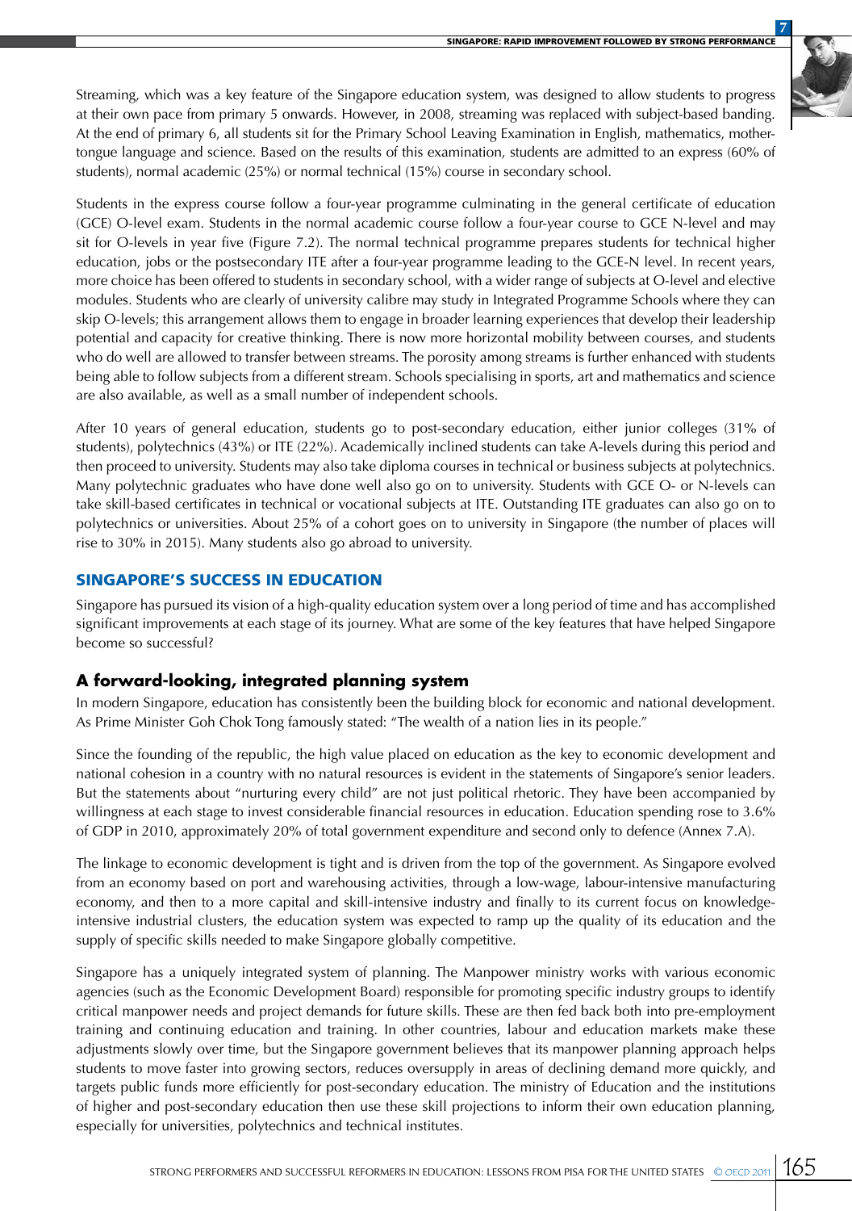Streaming, which was a key feature of the Singapore education system, was designed to allow students to progress at their own pace from primary 5 onwards. However, in 2008, streaming was replaced with subject-based banding. At the end of primary 6, all students sit for the Primary School Leaving Examination in English, mathematics, mother-tongue language and science. Based on the results of this examination, students are admitted to an express (60% of students), normal academic (25%) or normal technical (15%) course in secondary school.

Students in the express course follow a four-year programme culminating in the general certificate of education (GCE) O-level exam. Students in the normal academic course follow a four-year course to GCE N-level and may sit for O-levels in year five (Figure 7.2). The normal technical programme prepares students for technical higher education, jobs or the postsecondary ITE after a four-year programme leading to the GCE-N level. In recent years, more choice has been offered to students in secondary school, with a wider range of subjects at O-level and elective modules. Students who are clearly of university calibre may study in Integrated Programme Schools where they can skip O-levels; this arrangement allows them to engage in broader learning experiences that develop their leadership potential and capacity for creative thinking. There is now more horizontal mobility between courses, and students who do well are allowed to transfer between streams. The porosity among streams is further enhanced with students being able to follow subjects from a different stream. Schools specialising in sports, art and mathematics and science are also available, as well as a small number of independent schools.

After 10 years of general education, students go to post-secondary education, either junior colleges (31% of students), polytechnics (43%) or ITE (22%). Academically inclined students can take A-levels during this period and then proceed to university. Students may also take diploma courses in technical or business subjects at polytechnics. Many polytechnic graduates who have done well also go on to university. Students with GCE O- or N-levels can take skill-based certificates in technical or vocational subjects at ITE. Outstanding ITE graduates can also go on to polytechnics or universities. About 25% of a cohort goes on to university in Singapore (the number of places will rise to 30% in 2015). Many students also go abroad to university.

## SINGAPORE'S SUCCESS IN EDUCATION

Singapore has pursued its vision of a high-quality education system over a long period of time and has accomplished significant improvements at each stage of its journey. What are some of the key features that have helped Singapore become so successful?

### A forward-looking, integrated planning system

In modern Singapore, education has consistently been the building block for economic and national development. As Prime Minister Goh Chok Tong famously stated: "The wealth of a nation lies in its people."

Since the founding of the republic, the high value placed on education as the key to economic development and national cohesion in a country with no natural resources is evident in the statements of Singapore's senior leaders. But the statements about "nurturing every child" are not just political rhetoric. They have been accompanied by willingness at each stage to invest considerable financial resources in education. Education spending rose to 3.6% of GDP in 2010, approximately 20% of total government expenditure and second only to defence (Annex 7.A).

The linkage to economic development is tight and is driven from the top of the government. As Singapore evolved from an economy based on port and warehousing activities, through a low-wage, labour-intensive manufacturing economy, and then to a more capital and skill-intensive industry and finally to its current focus on knowledge-intensive industrial clusters, the education system was expected to ramp up the quality of its education and the supply of specific skills needed to make Singapore globally competitive.

Singapore has a uniquely integrated system of planning. The Manpower ministry works with various economic agencies (such as the Economic Development Board) responsible for promoting specific industry groups to identify critical manpower needs and project demands for future skills. These are then fed back both into pre-employment training and continuing education and training. In other countries, labour and education markets make these adjustments slowly over time, but the Singapore government believes that its manpower planning approach helps students to move faster into growing sectors, reduces oversupply in areas of declining demand more quickly, and targets public funds more efficiently for post-secondary education. The ministry of Education and the institutions of higher and post-secondary education then use these skill projections to inform their own education planning, especially for universities, polytechnics and technical institutes.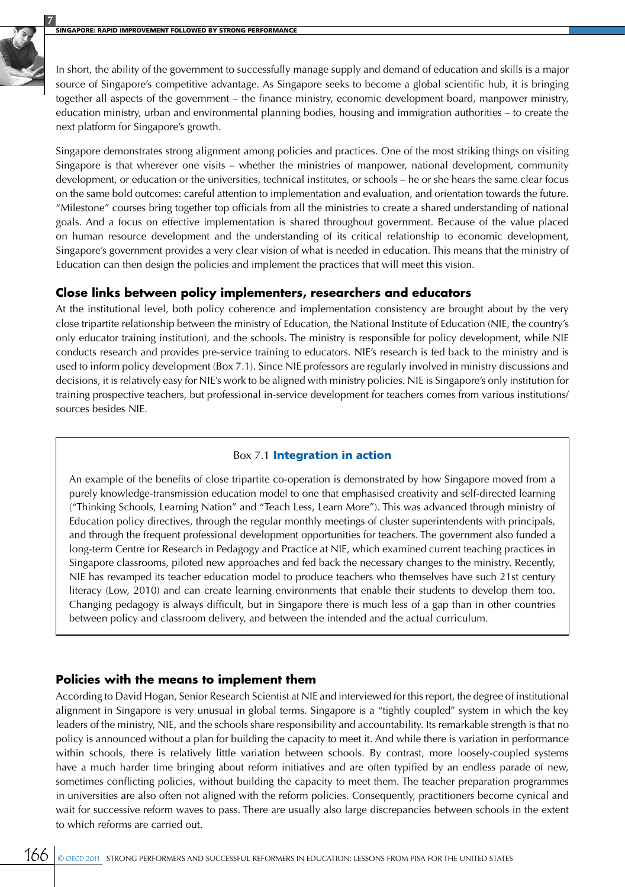In short, the ability of the government to successfully manage supply and demand of education and skills is a major source of Singapore's competitive advantage. As Singapore seeks to become a global scientific hub, it is bringing together all aspects of the government – the finance ministry, economic development board, manpower ministry, education ministry, urban and environmental planning bodies, housing and immigration authorities – to create the next platform for Singapore's growth.

Singapore demonstrates strong alignment among policies and practices. One of the most striking things on visiting Singapore is that wherever one visits – whether the ministries of manpower, national development, community development, or education or the universities, technical institutes, or schools – he or she hears the same clear focus on the same bold outcomes: careful attention to implementation and evaluation, and orientation towards the future. "Milestone" courses bring together top officials from all the ministries to create a shared understanding of national goals. And a focus on effective implementation is shared throughout government. Because of the value placed on human resource development and the understanding of its critical relationship to economic development, Singapore's government provides a very clear vision of what is needed in education. This means that the ministry of Education can then design the policies and implement the practices that will meet this vision.

## Close links between policy implementers, researchers and educators

At the institutional level, both policy coherence and implementation consistency are brought about by the very close tripartite relationship between the ministry of Education, the National Institute of Education (NIE, the country's only educator training institution), and the schools. The ministry is responsible for policy development, while NIE conducts research and provides pre-service training to educators. NIE's research is fed back to the ministry and is used to inform policy development (Box 7.1). Since NIE professors are regularly involved in ministry discussions and decisions, it is relatively easy for NIE's work to be aligned with ministry policies. NIE is Singapore's only institution for training prospective teachers, but professional in-service development for teachers comes from various institutions/sources besides NIE.

> Box 7.1 **Integration in action**
>
> An example of the benefits of close tripartite co-operation is demonstrated by how Singapore moved from a purely knowledge-transmission education model to one that emphasised creativity and self-directed learning ("Thinking Schools, Learning Nation" and "Teach Less, Learn More"). This was advanced through ministry of Education policy directives, through the regular monthly meetings of cluster superintendents with principals, and through the frequent professional development opportunities for teachers. The government also funded a long-term Centre for Research in Pedagogy and Practice at NIE, which examined current teaching practices in Singapore classrooms, piloted new approaches and fed back the necessary changes to the ministry. Recently, NIE has revamped its teacher education model to produce teachers who themselves have such 21st century literacy (Low, 2010) and can create learning environments that enable their students to develop them too. Changing pedagogy is always difficult, but in Singapore there is much less of a gap than in other countries between policy and classroom delivery, and between the intended and the actual curriculum.

## Policies with the means to implement them

According to David Hogan, Senior Research Scientist at NIE and interviewed for this report, the degree of institutional alignment in Singapore is very unusual in global terms. Singapore is a "tightly coupled" system in which the key leaders of the ministry, NIE, and the schools share responsibility and accountability. Its remarkable strength is that no policy is announced without a plan for building the capacity to meet it. And while there is variation in performance within schools, there is relatively little variation between schools. By contrast, more loosely-coupled systems have a much harder time bringing about reform initiatives and are often typified by an endless parade of new, sometimes conflicting policies, without building the capacity to meet them. The teacher preparation programmes in universities are also often not aligned with the reform policies. Consequently, practitioners become cynical and wait for successive reform waves to pass. There are usually also large discrepancies between schools in the extent to which reforms are carried out.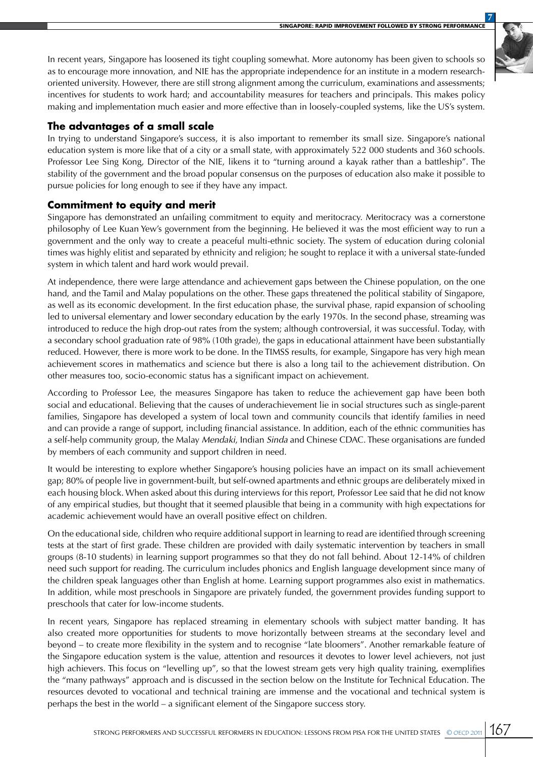In recent years, Singapore has loosened its tight coupling somewhat. More autonomy has been given to schools so as to encourage more innovation, and NIE has the appropriate independence for an institute in a modern research-oriented university. However, there are still strong alignment among the curriculum, examinations and assessments; incentives for students to work hard; and accountability measures for teachers and principals. This makes policy making and implementation much easier and more effective than in loosely-coupled systems, like the US's system.

### The advantages of a small scale

In trying to understand Singapore's success, it is also important to remember its small size. Singapore's national education system is more like that of a city or a small state, with approximately 522 000 students and 360 schools. Professor Lee Sing Kong, Director of the NIE, likens it to "turning around a kayak rather than a battleship". The stability of the government and the broad popular consensus on the purposes of education also make it possible to pursue policies for long enough to see if they have any impact.

### Commitment to equity and merit

Singapore has demonstrated an unfailing commitment to equity and meritocracy. Meritocracy was a cornerstone philosophy of Lee Kuan Yew's government from the beginning. He believed it was the most efficient way to run a government and the only way to create a peaceful multi-ethnic society. The system of education during colonial times was highly elitist and separated by ethnicity and religion; he sought to replace it with a universal state-funded system in which talent and hard work would prevail.

At independence, there were large attendance and achievement gaps between the Chinese population, on the one hand, and the Tamil and Malay populations on the other. These gaps threatened the political stability of Singapore, as well as its economic development. In the first education phase, the survival phase, rapid expansion of schooling led to universal elementary and lower secondary education by the early 1970s. In the second phase, streaming was introduced to reduce the high drop-out rates from the system; although controversial, it was successful. Today, with a secondary school graduation rate of 98% (10th grade), the gaps in educational attainment have been substantially reduced. However, there is more work to be done. In the TIMSS results, for example, Singapore has very high mean achievement scores in mathematics and science but there is also a long tail to the achievement distribution. On other measures too, socio-economic status has a significant impact on achievement.

According to Professor Lee, the measures Singapore has taken to reduce the achievement gap have been both social and educational. Believing that the causes of underachievement lie in social structures such as single-parent families, Singapore has developed a system of local town and community councils that identify families in need and can provide a range of support, including financial assistance. In addition, each of the ethnic communities has a self-help community group, the Malay *Mendaki*, Indian *Sinda* and Chinese CDAC. These organisations are funded by members of each community and support children in need.

It would be interesting to explore whether Singapore's housing policies have an impact on its small achievement gap; 80% of people live in government-built, but self-owned apartments and ethnic groups are deliberately mixed in each housing block. When asked about this during interviews for this report, Professor Lee said that he did not know of any empirical studies, but thought that it seemed plausible that being in a community with high expectations for academic achievement would have an overall positive effect on children.

On the educational side, children who require additional support in learning to read are identified through screening tests at the start of first grade. These children are provided with daily systematic intervention by teachers in small groups (8-10 students) in learning support programmes so that they do not fall behind. About 12-14% of children need such support for reading. The curriculum includes phonics and English language development since many of the children speak languages other than English at home. Learning support programmes also exist in mathematics. In addition, while most preschools in Singapore are privately funded, the government provides funding support to preschools that cater for low-income students.

In recent years, Singapore has replaced streaming in elementary schools with subject matter banding. It has also created more opportunities for students to move horizontally between streams at the secondary level and beyond – to create more flexibility in the system and to recognise "late bloomers". Another remarkable feature of the Singapore education system is the value, attention and resources it devotes to lower level achievers, not just high achievers. This focus on "levelling up", so that the lowest stream gets very high quality training, exemplifies the "many pathways" approach and is discussed in the section below on the Institute for Technical Education. The resources devoted to vocational and technical training are immense and the vocational and technical system is perhaps the best in the world – a significant element of the Singapore success story.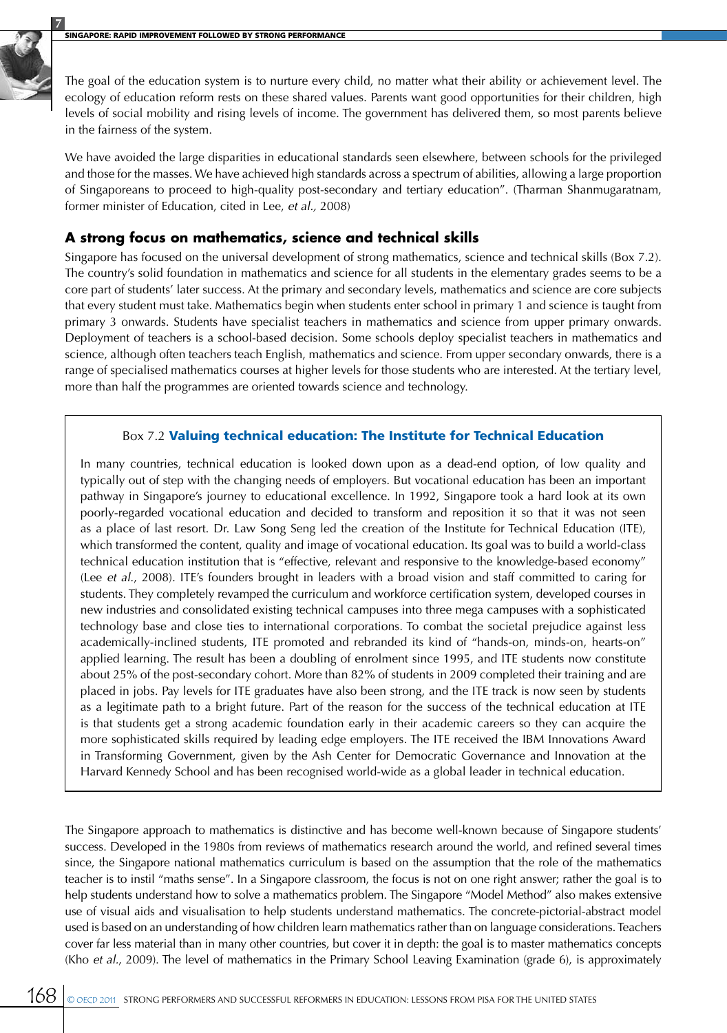The goal of the education system is to nurture every child, no matter what their ability or achievement level. The ecology of education reform rests on these shared values. Parents want good opportunities for their children, high levels of social mobility and rising levels of income. The government has delivered them, so most parents believe in the fairness of the system.

We have avoided the large disparities in educational standards seen elsewhere, between schools for the privileged and those for the masses. We have achieved high standards across a spectrum of abilities, allowing a large proportion of Singaporeans to proceed to high-quality post-secondary and tertiary education". (Tharman Shanmugaratnam, former minister of Education, cited in Lee, *et al.,* 2008)

### A strong focus on mathematics, science and technical skills

Singapore has focused on the universal development of strong mathematics, science and technical skills (Box 7.2). The country's solid foundation in mathematics and science for all students in the elementary grades seems to be a core part of students' later success. At the primary and secondary levels, mathematics and science are core subjects that every student must take. Mathematics begin when students enter school in primary 1 and science is taught from primary 3 onwards. Students have specialist teachers in mathematics and science from upper primary onwards. Deployment of teachers is a school-based decision. Some schools deploy specialist teachers in mathematics and science, although often teachers teach English, mathematics and science. From upper secondary onwards, there is a range of specialised mathematics courses at higher levels for those students who are interested. At the tertiary level, more than half the programmes are oriented towards science and technology.

> Box 7.2 **Valuing technical education: The Institute for Technical Education**
>
> In many countries, technical education is looked down upon as a dead-end option, of low quality and typically out of step with the changing needs of employers. But vocational education has been an important pathway in Singapore's journey to educational excellence. In 1992, Singapore took a hard look at its own poorly-regarded vocational education and decided to transform and reposition it so that it was not seen as a place of last resort. Dr. Law Song Seng led the creation of the Institute for Technical Education (ITE), which transformed the content, quality and image of vocational education. Its goal was to build a world-class technical education institution that is "effective, relevant and responsive to the knowledge-based economy" (Lee *et al.*, 2008). ITE's founders brought in leaders with a broad vision and staff committed to caring for students. They completely revamped the curriculum and workforce certification system, developed courses in new industries and consolidated existing technical campuses into three mega campuses with a sophisticated technology base and close ties to international corporations. To combat the societal prejudice against less academically-inclined students, ITE promoted and rebranded its kind of "hands-on, minds-on, hearts-on" applied learning. The result has been a doubling of enrolment since 1995, and ITE students now constitute about 25% of the post-secondary cohort. More than 82% of students in 2009 completed their training and are placed in jobs. Pay levels for ITE graduates have also been strong, and the ITE track is now seen by students as a legitimate path to a bright future. Part of the reason for the success of the technical education at ITE is that students get a strong academic foundation early in their academic careers so they can acquire the more sophisticated skills required by leading edge employers. The ITE received the IBM Innovations Award in Transforming Government, given by the Ash Center for Democratic Governance and Innovation at the Harvard Kennedy School and has been recognised world-wide as a global leader in technical education.

The Singapore approach to mathematics is distinctive and has become well-known because of Singapore students' success. Developed in the 1980s from reviews of mathematics research around the world, and refined several times since, the Singapore national mathematics curriculum is based on the assumption that the role of the mathematics teacher is to instil "maths sense". In a Singapore classroom, the focus is not on one right answer; rather the goal is to help students understand how to solve a mathematics problem. The Singapore "Model Method" also makes extensive use of visual aids and visualisation to help students understand mathematics. The concrete-pictorial-abstract model used is based on an understanding of how children learn mathematics rather than on language considerations. Teachers cover far less material than in many other countries, but cover it in depth: the goal is to master mathematics concepts (Kho *et al.*, 2009). The level of mathematics in the Primary School Leaving Examination (grade 6), is approximately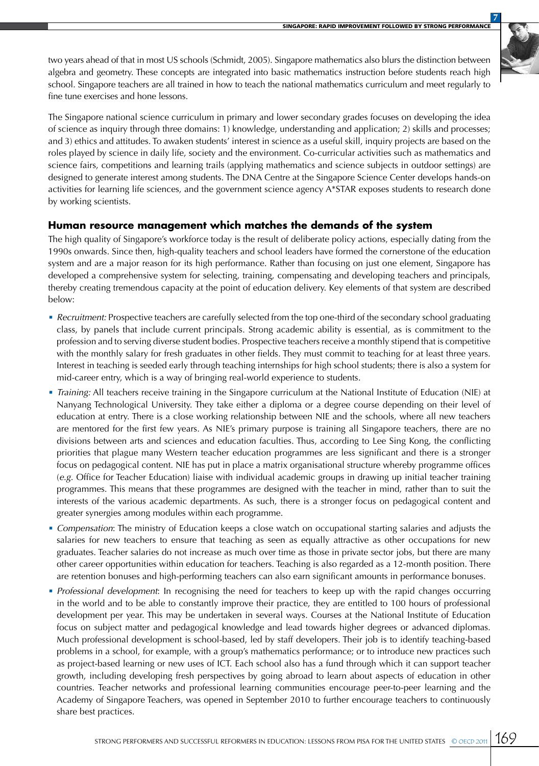two years ahead of that in most US schools (Schmidt, 2005). Singapore mathematics also blurs the distinction between algebra and geometry. These concepts are integrated into basic mathematics instruction before students reach high school. Singapore teachers are all trained in how to teach the national mathematics curriculum and meet regularly to fine tune exercises and hone lessons.

The Singapore national science curriculum in primary and lower secondary grades focuses on developing the idea of science as inquiry through three domains: 1) knowledge, understanding and application; 2) skills and processes; and 3) ethics and attitudes. To awaken students' interest in science as a useful skill, inquiry projects are based on the roles played by science in daily life, society and the environment. Co-curricular activities such as mathematics and science fairs, competitions and learning trails (applying mathematics and science subjects in outdoor settings) are designed to generate interest among students. The DNA Centre at the Singapore Science Center develops hands-on activities for learning life sciences, and the government science agency A*STAR exposes students to research done by working scientists.

## Human resource management which matches the demands of the system

The high quality of Singapore's workforce today is the result of deliberate policy actions, especially dating from the 1990s onwards. Since then, high-quality teachers and school leaders have formed the cornerstone of the education system and are a major reason for its high performance. Rather than focusing on just one element, Singapore has developed a comprehensive system for selecting, training, compensating and developing teachers and principals, thereby creating tremendous capacity at the point of education delivery. Key elements of that system are described below:

- *Recruitment:* Prospective teachers are carefully selected from the top one-third of the secondary school graduating class, by panels that include current principals. Strong academic ability is essential, as is commitment to the profession and to serving diverse student bodies. Prospective teachers receive a monthly stipend that is competitive with the monthly salary for fresh graduates in other fields. They must commit to teaching for at least three years. Interest in teaching is seeded early through teaching internships for high school students; there is also a system for mid-career entry, which is a way of bringing real-world experience to students.
- *Training:* All teachers receive training in the Singapore curriculum at the National Institute of Education (NIE) at Nanyang Technological University. They take either a diploma or a degree course depending on their level of education at entry. There is a close working relationship between NIE and the schools, where all new teachers are mentored for the first few years. As NIE's primary purpose is training all Singapore teachers, there are no divisions between arts and sciences and education faculties. Thus, according to Lee Sing Kong, the conflicting priorities that plague many Western teacher education programmes are less significant and there is a stronger focus on pedagogical content. NIE has put in place a matrix organisational structure whereby programme offices (*e.g.* Office for Teacher Education) liaise with individual academic groups in drawing up initial teacher training programmes. This means that these programmes are designed with the teacher in mind, rather than to suit the interests of the various academic departments. As such, there is a stronger focus on pedagogical content and greater synergies among modules within each programme.
- *Compensation*: The ministry of Education keeps a close watch on occupational starting salaries and adjusts the salaries for new teachers to ensure that teaching as seen as equally attractive as other occupations for new graduates. Teacher salaries do not increase as much over time as those in private sector jobs, but there are many other career opportunities within education for teachers. Teaching is also regarded as a 12-month position. There are retention bonuses and high-performing teachers can also earn significant amounts in performance bonuses.
- *Professional development*: In recognising the need for teachers to keep up with the rapid changes occurring in the world and to be able to constantly improve their practice, they are entitled to 100 hours of professional development per year. This may be undertaken in several ways. Courses at the National Institute of Education focus on subject matter and pedagogical knowledge and lead towards higher degrees or advanced diplomas. Much professional development is school-based, led by staff developers. Their job is to identify teaching-based problems in a school, for example, with a group's mathematics performance; or to introduce new practices such as project-based learning or new uses of ICT. Each school also has a fund through which it can support teacher growth, including developing fresh perspectives by going abroad to learn about aspects of education in other countries. Teacher networks and professional learning communities encourage peer-to-peer learning and the Academy of Singapore Teachers, was opened in September 2010 to further encourage teachers to continuously share best practices.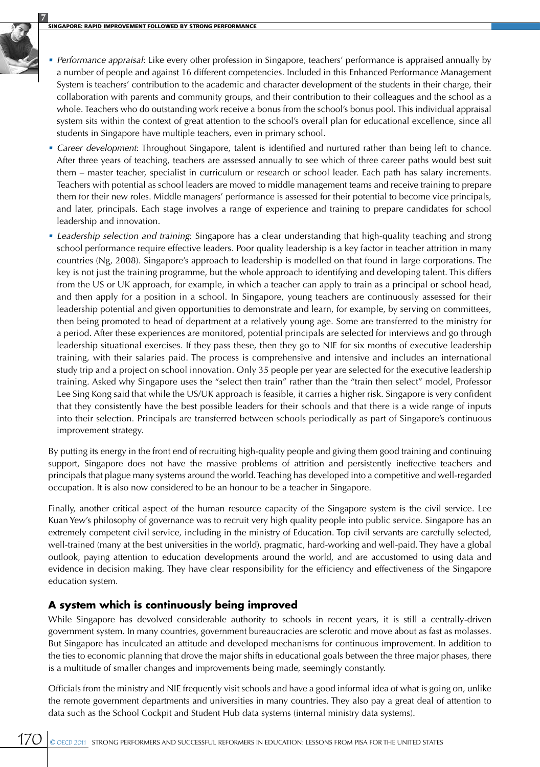- *Performance appraisal*: Like every other profession in Singapore, teachers' performance is appraised annually by a number of people and against 16 different competencies. Included in this Enhanced Performance Management System is teachers' contribution to the academic and character development of the students in their charge, their collaboration with parents and community groups, and their contribution to their colleagues and the school as a whole. Teachers who do outstanding work receive a bonus from the school's bonus pool. This individual appraisal system sits within the context of great attention to the school's overall plan for educational excellence, since all students in Singapore have multiple teachers, even in primary school.
- *Career development*: Throughout Singapore, talent is identified and nurtured rather than being left to chance. After three years of teaching, teachers are assessed annually to see which of three career paths would best suit them – master teacher, specialist in curriculum or research or school leader. Each path has salary increments. Teachers with potential as school leaders are moved to middle management teams and receive training to prepare them for their new roles. Middle managers' performance is assessed for their potential to become vice principals, and later, principals. Each stage involves a range of experience and training to prepare candidates for school leadership and innovation.
- *Leadership selection and training*: Singapore has a clear understanding that high-quality teaching and strong school performance require effective leaders. Poor quality leadership is a key factor in teacher attrition in many countries (Ng, 2008). Singapore's approach to leadership is modelled on that found in large corporations. The key is not just the training programme, but the whole approach to identifying and developing talent. This differs from the US or UK approach, for example, in which a teacher can apply to train as a principal or school head, and then apply for a position in a school. In Singapore, young teachers are continuously assessed for their leadership potential and given opportunities to demonstrate and learn, for example, by serving on committees, then being promoted to head of department at a relatively young age. Some are transferred to the ministry for a period. After these experiences are monitored, potential principals are selected for interviews and go through leadership situational exercises. If they pass these, then they go to NIE for six months of executive leadership training, with their salaries paid. The process is comprehensive and intensive and includes an international study trip and a project on school innovation. Only 35 people per year are selected for the executive leadership training. Asked why Singapore uses the "select then train" rather than the "train then select" model, Professor Lee Sing Kong said that while the US/UK approach is feasible, it carries a higher risk. Singapore is very confident that they consistently have the best possible leaders for their schools and that there is a wide range of inputs into their selection. Principals are transferred between schools periodically as part of Singapore's continuous improvement strategy.

By putting its energy in the front end of recruiting high-quality people and giving them good training and continuing support, Singapore does not have the massive problems of attrition and persistently ineffective teachers and principals that plague many systems around the world. Teaching has developed into a competitive and well-regarded occupation. It is also now considered to be an honour to be a teacher in Singapore.

Finally, another critical aspect of the human resource capacity of the Singapore system is the civil service. Lee Kuan Yew's philosophy of governance was to recruit very high quality people into public service. Singapore has an extremely competent civil service, including in the ministry of Education. Top civil servants are carefully selected, well-trained (many at the best universities in the world), pragmatic, hard-working and well-paid. They have a global outlook, paying attention to education developments around the world, and are accustomed to using data and evidence in decision making. They have clear responsibility for the efficiency and effectiveness of the Singapore education system.

## A system which is continuously being improved

While Singapore has devolved considerable authority to schools in recent years, it is still a centrally-driven government system. In many countries, government bureaucracies are sclerotic and move about as fast as molasses. But Singapore has inculcated an attitude and developed mechanisms for continuous improvement. In addition to the ties to economic planning that drove the major shifts in educational goals between the three major phases, there is a multitude of smaller changes and improvements being made, seemingly constantly.

Officials from the ministry and NIE frequently visit schools and have a good informal idea of what is going on, unlike the remote government departments and universities in many countries. They also pay a great deal of attention to data such as the School Cockpit and Student Hub data systems (internal ministry data systems).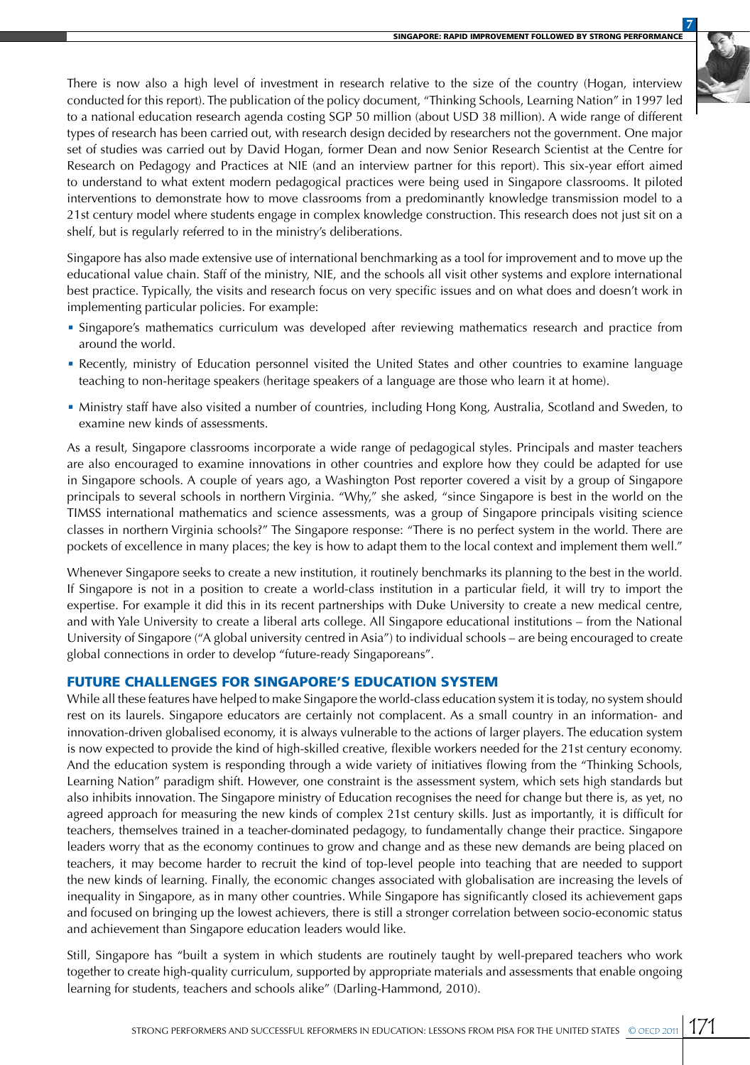There is now also a high level of investment in research relative to the size of the country (Hogan, interview conducted for this report). The publication of the policy document, "Thinking Schools, Learning Nation" in 1997 led to a national education research agenda costing SGP 50 million (about USD 38 million). A wide range of different types of research has been carried out, with research design decided by researchers not the government. One major set of studies was carried out by David Hogan, former Dean and now Senior Research Scientist at the Centre for Research on Pedagogy and Practices at NIE (and an interview partner for this report). This six-year effort aimed to understand to what extent modern pedagogical practices were being used in Singapore classrooms. It piloted interventions to demonstrate how to move classrooms from a predominantly knowledge transmission model to a 21st century model where students engage in complex knowledge construction. This research does not just sit on a shelf, but is regularly referred to in the ministry's deliberations.

Singapore has also made extensive use of international benchmarking as a tool for improvement and to move up the educational value chain. Staff of the ministry, NIE, and the schools all visit other systems and explore international best practice. Typically, the visits and research focus on very specific issues and on what does and doesn't work in implementing particular policies. For example:

- Singapore's mathematics curriculum was developed after reviewing mathematics research and practice from around the world.
- Recently, ministry of Education personnel visited the United States and other countries to examine language teaching to non-heritage speakers (heritage speakers of a language are those who learn it at home).
- Ministry staff have also visited a number of countries, including Hong Kong, Australia, Scotland and Sweden, to examine new kinds of assessments.

As a result, Singapore classrooms incorporate a wide range of pedagogical styles. Principals and master teachers are also encouraged to examine innovations in other countries and explore how they could be adapted for use in Singapore schools. A couple of years ago, a Washington Post reporter covered a visit by a group of Singapore principals to several schools in northern Virginia. "Why," she asked, "since Singapore is best in the world on the TIMSS international mathematics and science assessments, was a group of Singapore principals visiting science classes in northern Virginia schools?" The Singapore response: "There is no perfect system in the world. There are pockets of excellence in many places; the key is how to adapt them to the local context and implement them well."

Whenever Singapore seeks to create a new institution, it routinely benchmarks its planning to the best in the world. If Singapore is not in a position to create a world-class institution in a particular field, it will try to import the expertise. For example it did this in its recent partnerships with Duke University to create a new medical centre, and with Yale University to create a liberal arts college. All Singapore educational institutions – from the National University of Singapore ("A global university centred in Asia") to individual schools – are being encouraged to create global connections in order to develop "future-ready Singaporeans".

## FUTURE CHALLENGES FOR SINGAPORE'S EDUCATION SYSTEM

While all these features have helped to make Singapore the world-class education system it is today, no system should rest on its laurels. Singapore educators are certainly not complacent. As a small country in an information- and innovation-driven globalised economy, it is always vulnerable to the actions of larger players. The education system is now expected to provide the kind of high-skilled creative, flexible workers needed for the 21st century economy. And the education system is responding through a wide variety of initiatives flowing from the "Thinking Schools, Learning Nation" paradigm shift. However, one constraint is the assessment system, which sets high standards but also inhibits innovation. The Singapore ministry of Education recognises the need for change but there is, as yet, no agreed approach for measuring the new kinds of complex 21st century skills. Just as importantly, it is difficult for teachers, themselves trained in a teacher-dominated pedagogy, to fundamentally change their practice. Singapore leaders worry that as the economy continues to grow and change and as these new demands are being placed on teachers, it may become harder to recruit the kind of top-level people into teaching that are needed to support the new kinds of learning. Finally, the economic changes associated with globalisation are increasing the levels of inequality in Singapore, as in many other countries. While Singapore has significantly closed its achievement gaps and focused on bringing up the lowest achievers, there is still a stronger correlation between socio-economic status and achievement than Singapore education leaders would like.

Still, Singapore has "built a system in which students are routinely taught by well-prepared teachers who work together to create high-quality curriculum, supported by appropriate materials and assessments that enable ongoing learning for students, teachers and schools alike" (Darling-Hammond, 2010).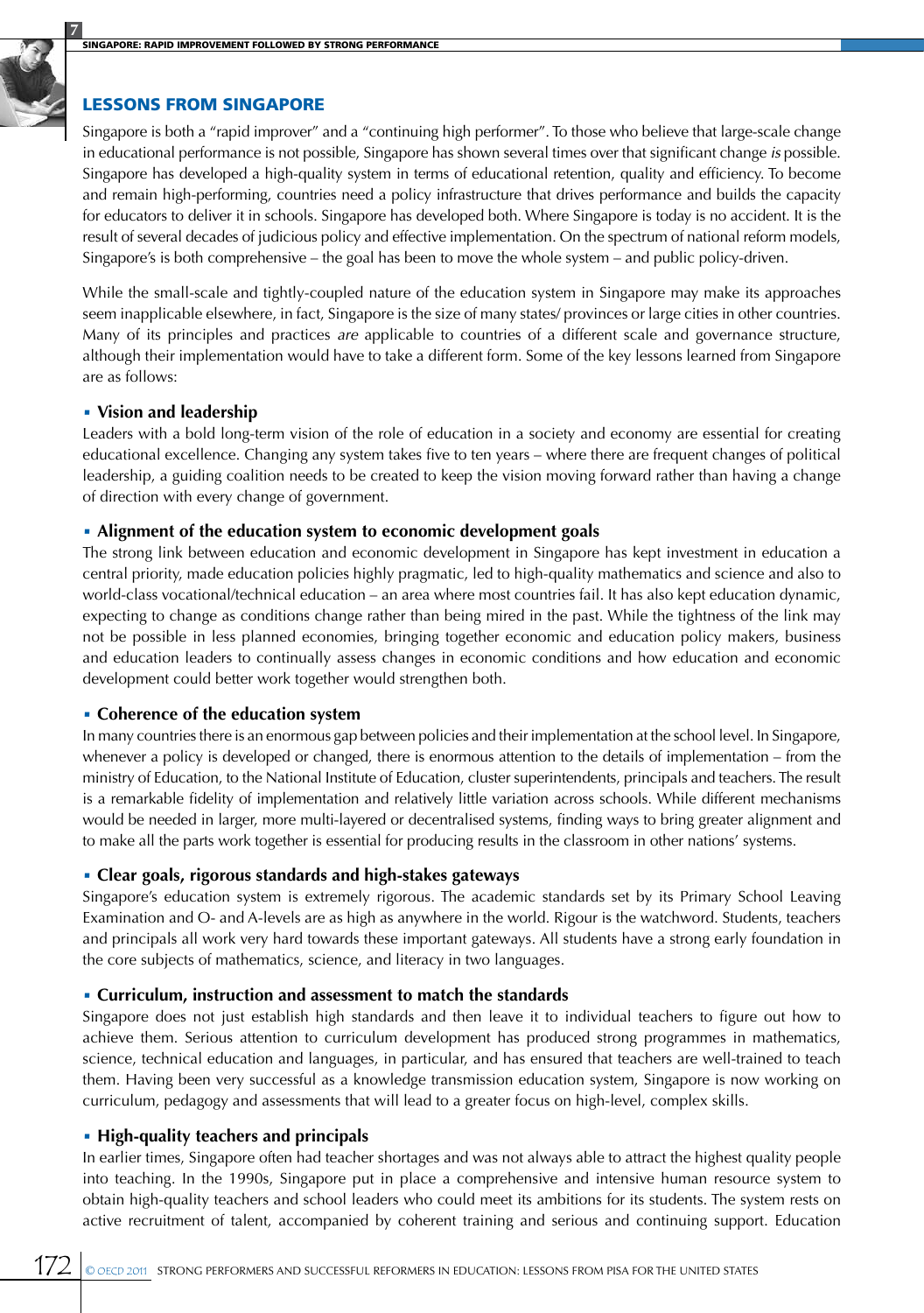## LESSONS FROM SINGAPORE

Singapore is both a "rapid improver" and a "continuing high performer". To those who believe that large-scale change in educational performance is not possible, Singapore has shown several times over that significant change *is* possible. Singapore has developed a high-quality system in terms of educational retention, quality and efficiency. To become and remain high-performing, countries need a policy infrastructure that drives performance and builds the capacity for educators to deliver it in schools. Singapore has developed both. Where Singapore is today is no accident. It is the result of several decades of judicious policy and effective implementation. On the spectrum of national reform models, Singapore's is both comprehensive – the goal has been to move the whole system – and public policy-driven.

While the small-scale and tightly-coupled nature of the education system in Singapore may make its approaches seem inapplicable elsewhere, in fact, Singapore is the size of many states/ provinces or large cities in other countries. Many of its principles and practices *are* applicable to countries of a different scale and governance structure, although their implementation would have to take a different form. Some of the key lessons learned from Singapore are as follows:

- **Vision and leadership**
Leaders with a bold long-term vision of the role of education in a society and economy are essential for creating educational excellence. Changing any system takes five to ten years – where there are frequent changes of political leadership, a guiding coalition needs to be created to keep the vision moving forward rather than having a change of direction with every change of government.

- **Alignment of the education system to economic development goals**
The strong link between education and economic development in Singapore has kept investment in education a central priority, made education policies highly pragmatic, led to high-quality mathematics and science and also to world-class vocational/technical education – an area where most countries fail. It has also kept education dynamic, expecting to change as conditions change rather than being mired in the past. While the tightness of the link may not be possible in less planned economies, bringing together economic and education policy makers, business and education leaders to continually assess changes in economic conditions and how education and economic development could better work together would strengthen both.

- **Coherence of the education system**
In many countries there is an enormous gap between policies and their implementation at the school level. In Singapore, whenever a policy is developed or changed, there is enormous attention to the details of implementation – from the ministry of Education, to the National Institute of Education, cluster superintendents, principals and teachers. The result is a remarkable fidelity of implementation and relatively little variation across schools. While different mechanisms would be needed in larger, more multi-layered or decentralised systems, finding ways to bring greater alignment and to make all the parts work together is essential for producing results in the classroom in other nations' systems.

- **Clear goals, rigorous standards and high-stakes gateways**
Singapore's education system is extremely rigorous. The academic standards set by its Primary School Leaving Examination and O- and A-levels are as high as anywhere in the world. Rigour is the watchword. Students, teachers and principals all work very hard towards these important gateways. All students have a strong early foundation in the core subjects of mathematics, science, and literacy in two languages.

- **Curriculum, instruction and assessment to match the standards**
Singapore does not just establish high standards and then leave it to individual teachers to figure out how to achieve them. Serious attention to curriculum development has produced strong programmes in mathematics, science, technical education and languages, in particular, and has ensured that teachers are well-trained to teach them. Having been very successful as a knowledge transmission education system, Singapore is now working on curriculum, pedagogy and assessments that will lead to a greater focus on high-level, complex skills.

- **High-quality teachers and principals**
In earlier times, Singapore often had teacher shortages and was not always able to attract the highest quality people into teaching. In the 1990s, Singapore put in place a comprehensive and intensive human resource system to obtain high-quality teachers and school leaders who could meet its ambitions for its students. The system rests on active recruitment of talent, accompanied by coherent training and serious and continuing support. Education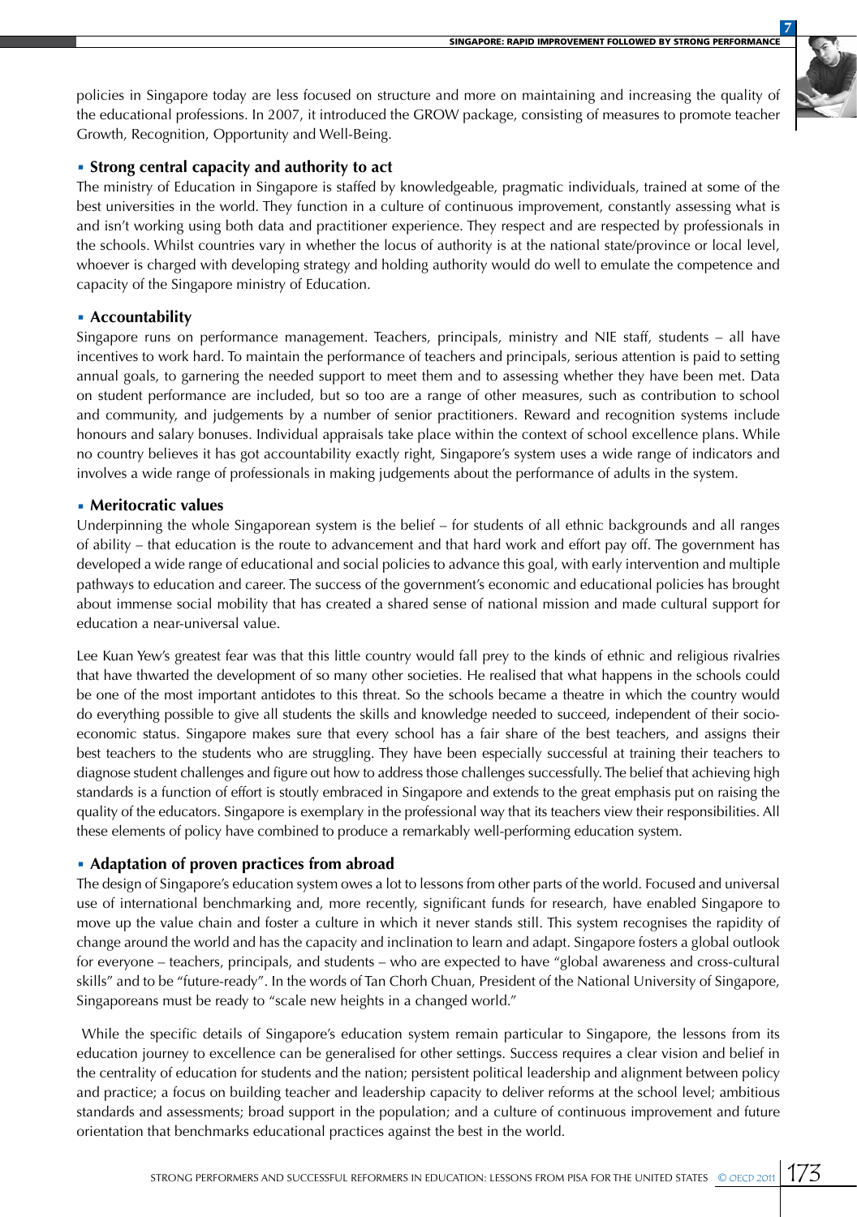policies in Singapore today are less focused on structure and more on maintaining and increasing the quality of the educational professions. In 2007, it introduced the GROW package, consisting of measures to promote teacher Growth, Recognition, Opportunity and Well-Being.

- **Strong central capacity and authority to act**

The ministry of Education in Singapore is staffed by knowledgeable, pragmatic individuals, trained at some of the best universities in the world. They function in a culture of continuous improvement, constantly assessing what is and isn't working using both data and practitioner experience. They respect and are respected by professionals in the schools. Whilst countries vary in whether the locus of authority is at the national state/province or local level, whoever is charged with developing strategy and holding authority would do well to emulate the competence and capacity of the Singapore ministry of Education.

- **Accountability**

Singapore runs on performance management. Teachers, principals, ministry and NIE staff, students – all have incentives to work hard. To maintain the performance of teachers and principals, serious attention is paid to setting annual goals, to garnering the needed support to meet them and to assessing whether they have been met. Data on student performance are included, but so too are a range of other measures, such as contribution to school and community, and judgements by a number of senior practitioners. Reward and recognition systems include honours and salary bonuses. Individual appraisals take place within the context of school excellence plans. While no country believes it has got accountability exactly right, Singapore's system uses a wide range of indicators and involves a wide range of professionals in making judgements about the performance of adults in the system.

- **Meritocratic values**

Underpinning the whole Singaporean system is the belief – for students of all ethnic backgrounds and all ranges of ability – that education is the route to advancement and that hard work and effort pay off. The government has developed a wide range of educational and social policies to advance this goal, with early intervention and multiple pathways to education and career. The success of the government's economic and educational policies has brought about immense social mobility that has created a shared sense of national mission and made cultural support for education a near-universal value.

Lee Kuan Yew's greatest fear was that this little country would fall prey to the kinds of ethnic and religious rivalries that have thwarted the development of so many other societies. He realised that what happens in the schools could be one of the most important antidotes to this threat. So the schools became a theatre in which the country would do everything possible to give all students the skills and knowledge needed to succeed, independent of their socio-economic status. Singapore makes sure that every school has a fair share of the best teachers, and assigns their best teachers to the students who are struggling. They have been especially successful at training their teachers to diagnose student challenges and figure out how to address those challenges successfully. The belief that achieving high standards is a function of effort is stoutly embraced in Singapore and extends to the great emphasis put on raising the quality of the educators. Singapore is exemplary in the professional way that its teachers view their responsibilities. All these elements of policy have combined to produce a remarkably well-performing education system.

- **Adaptation of proven practices from abroad**

The design of Singapore's education system owes a lot to lessons from other parts of the world. Focused and universal use of international benchmarking and, more recently, significant funds for research, have enabled Singapore to move up the value chain and foster a culture in which it never stands still. This system recognises the rapidity of change around the world and has the capacity and inclination to learn and adapt. Singapore fosters a global outlook for everyone – teachers, principals, and students – who are expected to have "global awareness and cross-cultural skills" and to be "future-ready". In the words of Tan Chorh Chuan, President of the National University of Singapore, Singaporeans must be ready to "scale new heights in a changed world."

While the specific details of Singapore's education system remain particular to Singapore, the lessons from its education journey to excellence can be generalised for other settings. Success requires a clear vision and belief in the centrality of education for students and the nation; persistent political leadership and alignment between policy and practice; a focus on building teacher and leadership capacity to deliver reforms at the school level; ambitious standards and assessments; broad support in the population; and a culture of continuous improvement and future orientation that benchmarks educational practices against the best in the world.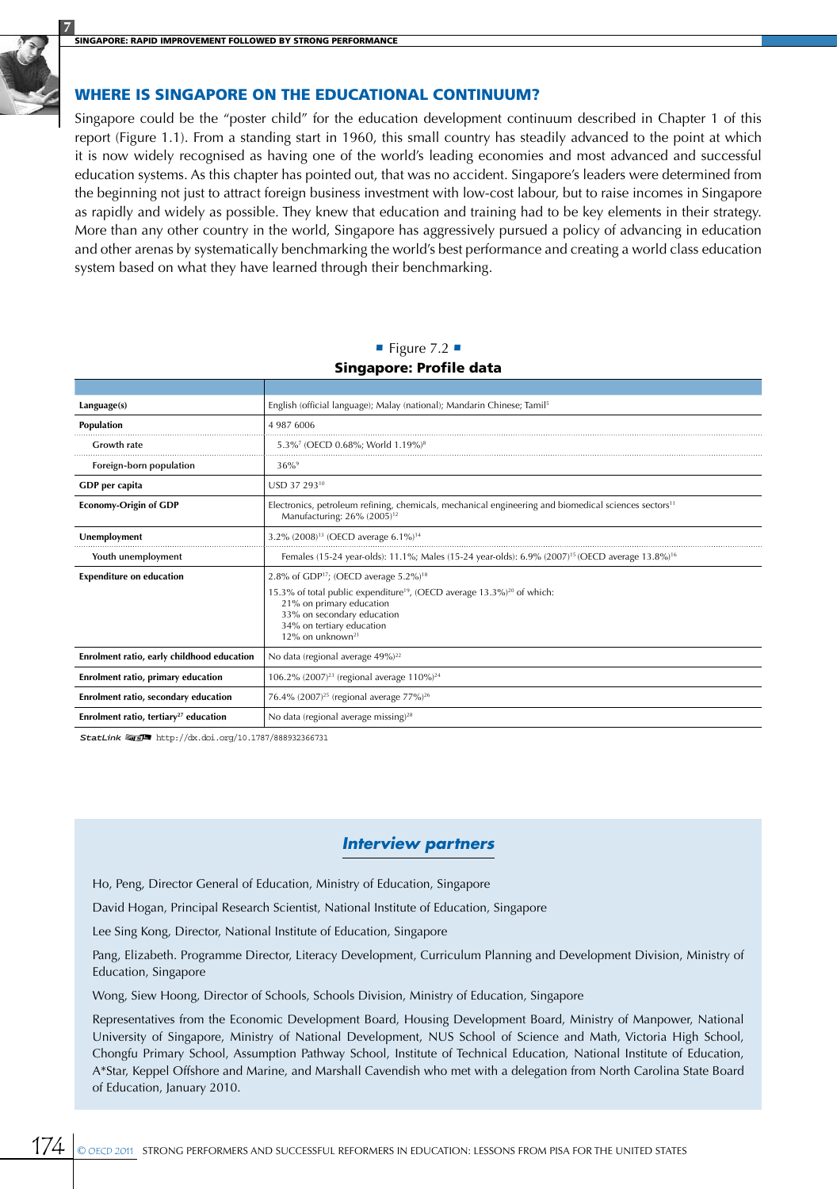## WHERE IS SINGAPORE ON THE EDUCATIONAL CONTINUUM?

Singapore could be the "poster child" for the education development continuum described in Chapter 1 of this report (Figure 1.1). From a standing start in 1960, this small country has steadily advanced to the point at which it is now widely recognised as having one of the world's leading economies and most advanced and successful education systems. As this chapter has pointed out, that was no accident. Singapore's leaders were determined from the beginning not just to attract foreign business investment with low-cost labour, but to raise incomes in Singapore as rapidly and widely as possible. They knew that education and training had to be key elements in their strategy. More than any other country in the world, Singapore has aggressively pursued a policy of advancing in education and other arenas by systematically benchmarking the world's best performance and creating a world class education system based on what they have learned through their benchmarking.

■ Figure 7.2 ■
**Singapore: Profile data**

| | |
|---|---|
| **Language(s)** | English (official language); Malay (national); Mandarin Chinese; Tamil[5] |
| **Population** | 4 987 6006 |
| Growth rate | 5.3%[7] (OECD 0.68%; World 1.19%)[8] |
| Foreign-born population | 36%[9] |
| **GDP per capita** | USD 37 293[10] |
| **Economy-Origin of GDP** | Electronics, petroleum refining, chemicals, mechanical engineering and biomedical sciences sectors[11] Manufacturing: 26% (2005)[12] |
| **Unemployment** | 3.2% (2008)[13] (OECD average 6.1%)[14] |
| Youth unemployment | Females (15-24 year-olds): 11.1%; Males (15-24 year-olds): 6.9% (2007)[15] (OECD average 13.8%)[16] |
| **Expenditure on education** | 2.8% of GDP[17]; (OECD average 5.2%)[18]<br>15.3% of total public expenditure[19], (OECD average 13.3%)[20] of which:<br>21% on primary education<br>33% on secondary education<br>34% on tertiary education<br>12% on unknown[21] |
| **Enrolment ratio, early childhood education** | No data (regional average 49%)[22] |
| **Enrolment ratio, primary education** | 106.2% (2007)[23] (regional average 110%)[24] |
| **Enrolment ratio, secondary education** | 76.4% (2007)[25] (regional average 77%)[26] |
| **Enrolment ratio, tertiary[27] education** | No data (regional average missing)[28] |

StatLink http://dx.doi.org/10.1787/888932366731

### *Interview partners*

Ho, Peng, Director General of Education, Ministry of Education, Singapore

David Hogan, Principal Research Scientist, National Institute of Education, Singapore

Lee Sing Kong, Director, National Institute of Education, Singapore

Pang, Elizabeth. Programme Director, Literacy Development, Curriculum Planning and Development Division, Ministry of Education, Singapore

Wong, Siew Hoong, Director of Schools, Schools Division, Ministry of Education, Singapore

Representatives from the Economic Development Board, Housing Development Board, Ministry of Manpower, National University of Singapore, Ministry of National Development, NUS School of Science and Math, Victoria High School, Chongfu Primary School, Assumption Pathway School, Institute of Technical Education, National Institute of Education, A*Star, Keppel Offshore and Marine, and Marshall Cavendish who met with a delegation from North Carolina State Board of Education, January 2010.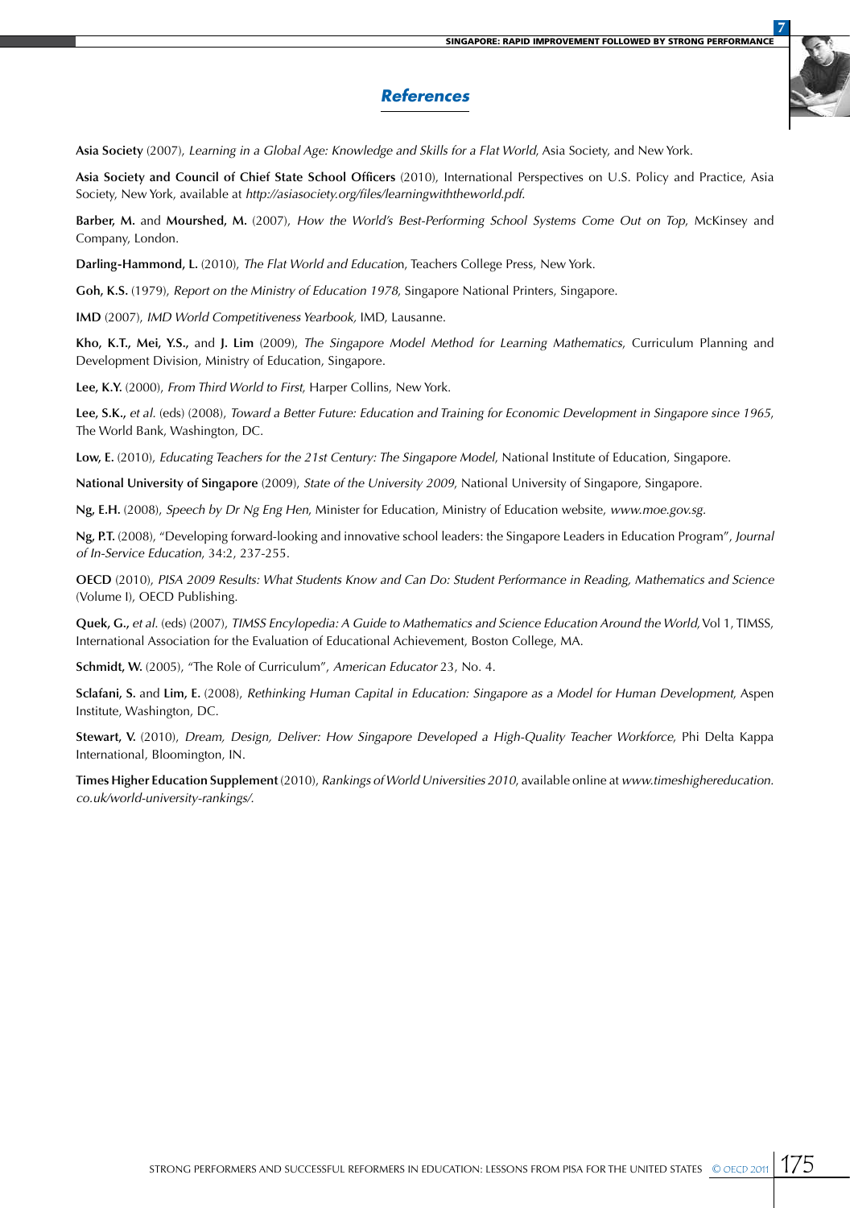## *References*

**Asia Society** (2007), *Learning in a Global Age: Knowledge and Skills for a Flat World*, Asia Society, and New York.

**Asia Society and Council of Chief State School Officers** (2010), International Perspectives on U.S. Policy and Practice, Asia Society, New York, available at *http://asiasociety.org/files/learningwiththeworld.pdf*.

**Barber, M.** and **Mourshed, M.** (2007), *How the World's Best-Performing School Systems Come Out on Top*, McKinsey and Company, London.

**Darling-Hammond, L.** (2010), *The Flat World and Educatio*n, Teachers College Press, New York.

**Goh, K.S.** (1979), *Report on the Ministry of Education 1978*, Singapore National Printers, Singapore.

**IMD** (2007), *IMD World Competitiveness Yearbook,* IMD, Lausanne.

**Kho, K.T., Mei, Y.S.,** and **J. Lim** (2009), *The Singapore Model Method for Learning Mathematics*, Curriculum Planning and Development Division, Ministry of Education, Singapore.

**Lee, K.Y.** (2000), *From Third World to First*, Harper Collins, New York.

**Lee, S.K.,** *et al.* (eds) (2008), *Toward a Better Future: Education and Training for Economic Development in Singapore since 1965*, The World Bank, Washington, DC.

**Low, E.** (2010), *Educating Teachers for the 21st Century: The Singapore Model*, National Institute of Education, Singapore.

**National University of Singapore** (2009), *State of the University 2009*, National University of Singapore, Singapore.

**Ng, E.H.** (2008), *Speech by Dr Ng Eng Hen*, Minister for Education, Ministry of Education website, *www.moe.gov.sg*.

**Ng, P.T.** (2008), "Developing forward-looking and innovative school leaders: the Singapore Leaders in Education Program", *Journal of In-Service Education*, 34:2, 237-255.

**OECD** (2010), *PISA 2009 Results: What Students Know and Can Do: Student Performance in Reading, Mathematics and Science* (Volume I), OECD Publishing.

**Quek, G.,** *et al.* (eds) (2007), *TIMSS Encyclopedia: A Guide to Mathematics and Science Education Around the World*, Vol 1, TIMSS, International Association for the Evaluation of Educational Achievement, Boston College, MA.

**Schmidt, W.** (2005), "The Role of Curriculum", *American Educator* 23, No. 4.

**Sclafani, S.** and **Lim, E.** (2008), *Rethinking Human Capital in Education: Singapore as a Model for Human Development*, Aspen Institute, Washington, DC.

**Stewart, V.** (2010), *Dream, Design, Deliver: How Singapore Developed a High-Quality Teacher Workforce*, Phi Delta Kappa International, Bloomington, IN.

**Times Higher Education Supplement** (2010), *Rankings of World Universities 2010*, available online at *www.timeshighereducation.co.uk/world-university-rankings/*.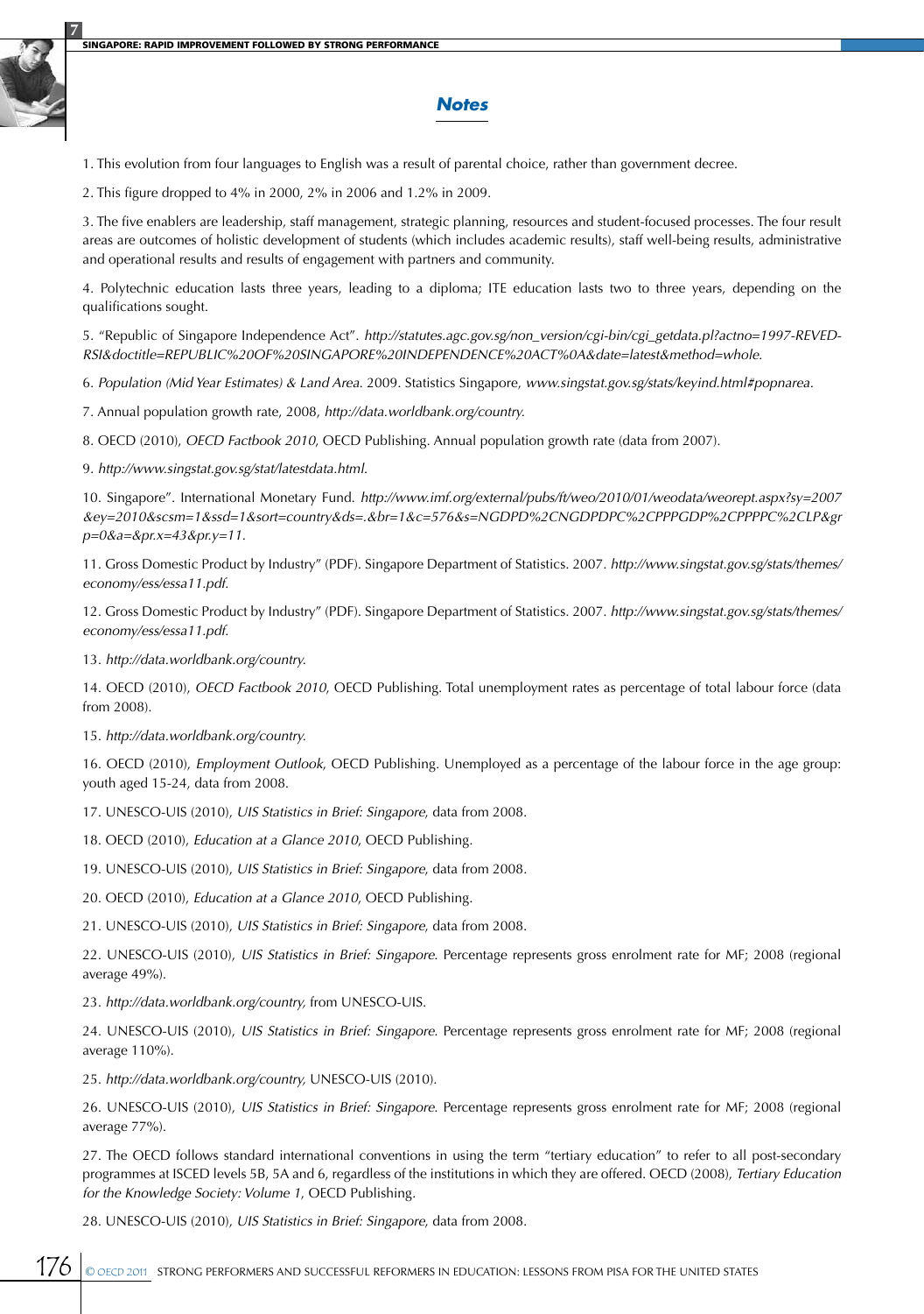## *Notes*

1. This evolution from four languages to English was a result of parental choice, rather than government decree.

2. This figure dropped to 4% in 2000, 2% in 2006 and 1.2% in 2009.

3. The five enablers are leadership, staff management, strategic planning, resources and student-focused processes. The four result areas are outcomes of holistic development of students (which includes academic results), staff well-being results, administrative and operational results and results of engagement with partners and community.

4. Polytechnic education lasts three years, leading to a diploma; ITE education lasts two to three years, depending on the qualifications sought.

5. "Republic of Singapore Independence Act". *http://statutes.agc.gov.sg/non_version/cgi-bin/cgi_getdata.pl?actno=1997-REVED-RSI&doctitle=REPUBLIC%20OF%20SINGAPORE%20INDEPENDENCE%20ACT%0A&date=latest&method=whole.*

6. *Population (Mid Year Estimates) & Land Area*. 2009. Statistics Singapore, *www.singstat.gov.sg/stats/keyind.html#popnarea*.

7. Annual population growth rate, 2008, *http://data.worldbank.org/country.*

8. OECD (2010), *OECD Factbook 2010*, OECD Publishing. Annual population growth rate (data from 2007).

9. *http://www.singstat.gov.sg/stat/latestdata.html.*

10. Singapore". International Monetary Fund. *http://www.imf.org/external/pubs/ft/weo/2010/01/weodata/weorept.aspx?sy=2007&ey=2010&scsm=1&ssd=1&sort=country&ds=.&br=1&c=576&s=NGDPD%2CNGDPDPC%2CPPPGDP%2CPPPPC%2CLP&grp=0&a=&pr.x=43&pr.y=11.*

11. Gross Domestic Product by Industry" (PDF). Singapore Department of Statistics. 2007. *http://www.singstat.gov.sg/stats/themes/economy/ess/essa11.pdf.*

12. Gross Domestic Product by Industry" (PDF). Singapore Department of Statistics. 2007. *http://www.singstat.gov.sg/stats/themes/economy/ess/essa11.pdf.*

13. *http://data.worldbank.org/country.*

14. OECD (2010), *OECD Factbook 2010*, OECD Publishing. Total unemployment rates as percentage of total labour force (data from 2008).

15. *http://data.worldbank.org/country.*

16. OECD (2010), *Employment Outlook*, OECD Publishing. Unemployed as a percentage of the labour force in the age group: youth aged 15-24, data from 2008.

17. UNESCO-UIS (2010), *UIS Statistics in Brief: Singapore*, data from 2008.

18. OECD (2010), *Education at a Glance 2010*, OECD Publishing.

19. UNESCO-UIS (2010), *UIS Statistics in Brief: Singapore*, data from 2008.

20. OECD (2010), *Education at a Glance 2010*, OECD Publishing.

21. UNESCO-UIS (2010), *UIS Statistics in Brief: Singapore*, data from 2008.

22. UNESCO-UIS (2010), *UIS Statistics in Brief: Singapore*. Percentage represents gross enrolment rate for MF; 2008 (regional average 49%).

23. *http://data.worldbank.org/country,* from UNESCO-UIS.

24. UNESCO-UIS (2010), *UIS Statistics in Brief: Singapore*. Percentage represents gross enrolment rate for MF; 2008 (regional average 110%).

25. *http://data.worldbank.org/country,* UNESCO-UIS (2010).

26. UNESCO-UIS (2010), *UIS Statistics in Brief: Singapore*. Percentage represents gross enrolment rate for MF; 2008 (regional average 77%).

27. The OECD follows standard international conventions in using the term "tertiary education" to refer to all post-secondary programmes at ISCED levels 5B, 5A and 6, regardless of the institutions in which they are offered. OECD (2008), *Tertiary Education for the Knowledge Society: Volume 1*, OECD Publishing.

28. UNESCO-UIS (2010), *UIS Statistics in Brief: Singapore*, data from 2008.